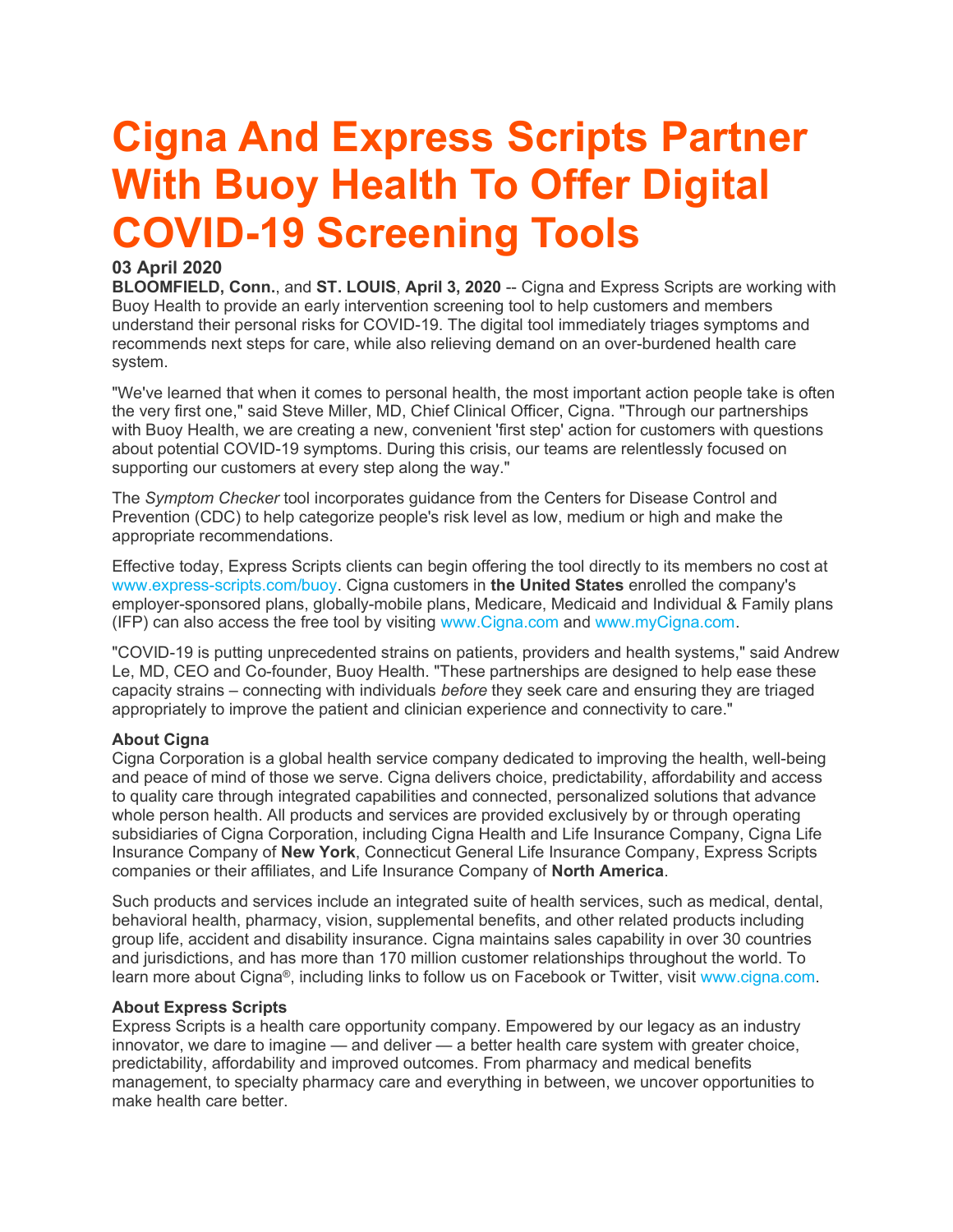# Cigna And Express Scripts Partner With Buoy Health To Offer Digital COVID-19 Screening Tools

**03 April 2020**

**BLOOMFIELD, Conn.**, and **ST. LOUIS**, **April 3, 2020** -- Cigna and Express Scripts are working with Buoy Health to provide an early intervention screening tool to help customers and members understand their personal risks for COVID-19. The digital tool immediately triages symptoms and recommends next steps for care, while also relieving demand on an over-burdened health care system.

"We've learned that when it comes to personal health, the most important action people take is often the very first one," said Steve Miller, MD, Chief Clinical Officer, Cigna. "Through our partnerships with Buoy Health, we are creating a new, convenient 'first step' action for customers with questions about potential COVID-19 symptoms. During this crisis, our teams are relentlessly focused on supporting our customers at every step along the way."

The *Symptom Checker* tool incorporates guidance from the Centers for Disease Control and Prevention (CDC) to help categorize people's risk level as low, medium or high and make the appropriate recommendations.

Effective today, Express Scripts clients can begin offering the tool directly to its members no cost at www.express-scripts.com/buoy. Cigna customers in **the United States** enrolled the company's employer-sponsored plans, globally-mobile plans, Medicare, Medicaid and Individual & Family plans (IFP) can also access the free tool by visiting www.Cigna.com and www.myCigna.com.

"COVID-19 is putting unprecedented strains on patients, providers and health systems," said Andrew Le, MD, CEO and Co-founder, Buoy Health. "These partnerships are designed to help ease these capacity strains – connecting with individuals *before* they seek care and ensuring they are triaged appropriately to improve the patient and clinician experience and connectivity to care."

**About Cigna**

Cigna Corporation is a global health service company dedicated to improving the health, well-being and peace of mind of those we serve. Cigna delivers choice, predictability, affordability and access to quality care through integrated capabilities and connected, personalized solutions that advance whole person health. All products and services are provided exclusively by or through operating subsidiaries of Cigna Corporation, including Cigna Health and Life Insurance Company, Cigna Life Insurance Company of **New York**, Connecticut General Life Insurance Company, Express Scripts companies or their affiliates, and Life Insurance Company of **North America**.

Such products and services include an integrated suite of health services, such as medical, dental, behavioral health, pharmacy, vision, supplemental benefits, and other related products including group life, accident and disability insurance. Cigna maintains sales capability in over 30 countries and jurisdictions, and has more than 170 million customer relationships throughout the world. To learn more about Cigna®, including links to follow us on Facebook or Twitter, visit www.cigna.com.

**About Express Scripts**

Express Scripts is a health care opportunity company. Empowered by our legacy as an industry innovator, we dare to imagine — and deliver — a better health care system with greater choice, predictability, affordability and improved outcomes. From pharmacy and medical benefits management, to specialty pharmacy care and everything in between, we uncover opportunities to make health care better.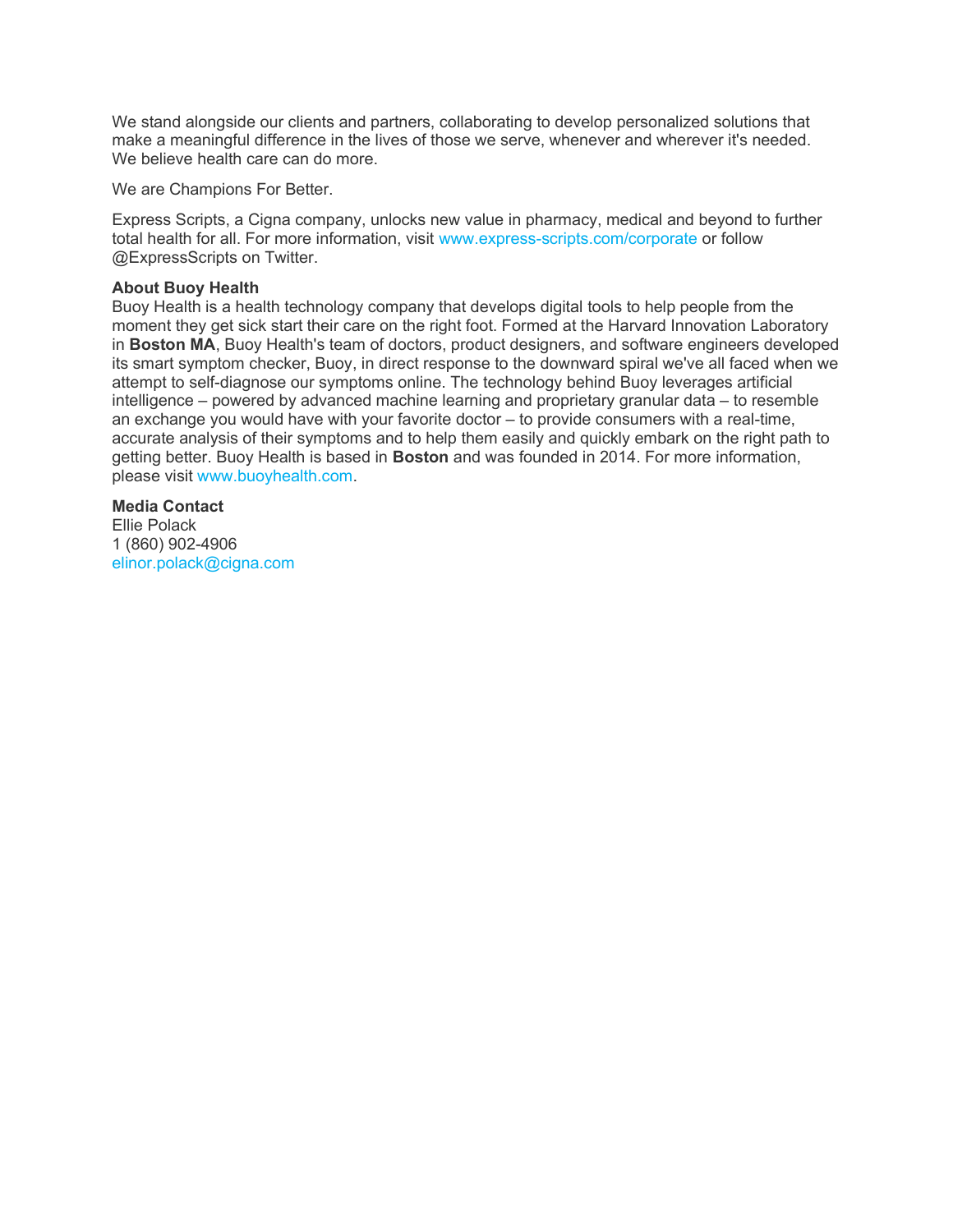We stand alongside our clients and partners, collaborating to develop personalized solutions that make a meaningful difference in the lives of those we serve, whenever and wherever it's needed. We believe health care can do more.

We are Champions For Better.

Express Scripts, a Cigna company, unlocks new value in pharmacy, medical and beyond to further total health for all. For more information, visit www.express-scripts.com/corporate or follow @ExpressScripts on Twitter.

**About Buoy Health**
Buoy Health is a health technology company that develops digital tools to help people from the moment they get sick start their care on the right foot. Formed at the Harvard Innovation Laboratory in **Boston MA**, Buoy Health's team of doctors, product designers, and software engineers developed its smart symptom checker, Buoy, in direct response to the downward spiral we've all faced when we attempt to self-diagnose our symptoms online. The technology behind Buoy leverages artificial intelligence – powered by advanced machine learning and proprietary granular data – to resemble an exchange you would have with your favorite doctor – to provide consumers with a real-time, accurate analysis of their symptoms and to help them easily and quickly embark on the right path to getting better. Buoy Health is based in **Boston** and was founded in 2014. For more information, please visit www.buoyhealth.com.

**Media Contact**
Ellie Polack
1 (860) 902-4906
elinor.polack@cigna.com